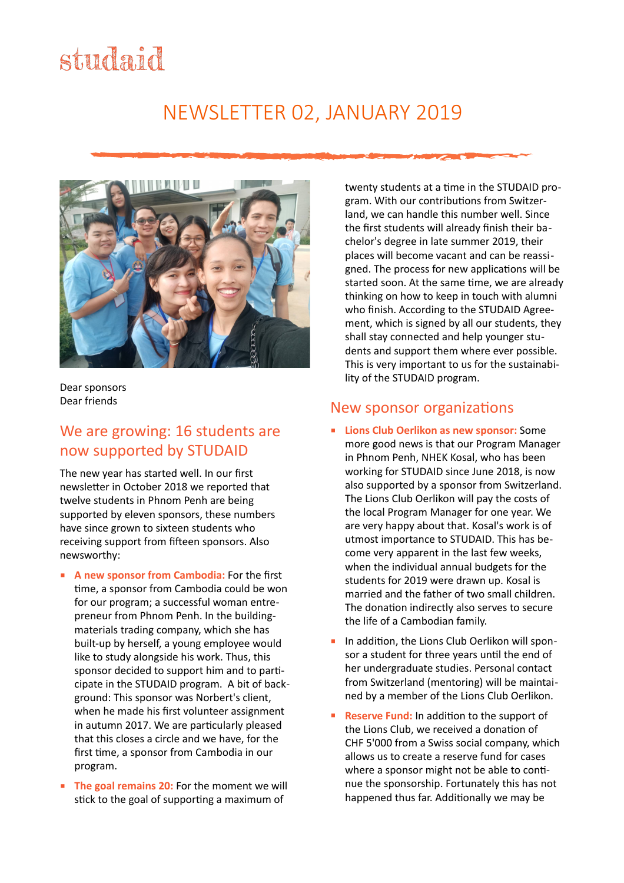studaid

# NEWSLETTER 02, JANUARY 2019

Dear sponsors
Dear friends

## We are growing: 16 students are now supported by STUDAID

The new year has started well. In our first newsletter in October 2018 we reported that twelve students in Phnom Penh are being supported by eleven sponsors, these numbers have since grown to sixteen students who receiving support from fifteen sponsors. Also newsworthy:

- **A new sponsor from Cambodia:** For the first time, a sponsor from Cambodia could be won for our program; a successful woman entrepreneur from Phnom Penh. In the building-materials trading company, which she has built-up by herself, a young employee would like to study alongside his work. Thus, this sponsor decided to support him and to participate in the STUDAID program. A bit of background: This sponsor was Norbert's client, when he made his first volunteer assignment in autumn 2017. We are particularly pleased that this closes a circle and we have, for the first time, a sponsor from Cambodia in our program.
- **The goal remains 20:** For the moment we will stick to the goal of supporting a maximum of twenty students at a time in the STUDAID program. With our contributions from Switzerland, we can handle this number well. Since the first students will already finish their bachelor's degree in late summer 2019, their places will become vacant and can be reassigned. The process for new applications will be started soon. At the same time, we are already thinking on how to keep in touch with alumni who finish. According to the STUDAID Agreement, which is signed by all our students, they shall stay connected and help younger students and support them where ever possible. This is very important to us for the sustainability of the STUDAID program.

## New sponsor organizations

- **Lions Club Oerlikon as new sponsor:** Some more good news is that our Program Manager in Phnom Penh, NHEK Kosal, who has been working for STUDAID since June 2018, is now also supported by a sponsor from Switzerland. The Lions Club Oerlikon will pay the costs of the local Program Manager for one year. We are very happy about that. Kosal's work is of utmost importance to STUDAID. This has become very apparent in the last few weeks, when the individual annual budgets for the students for 2019 were drawn up. Kosal is married and the father of two small children. The donation indirectly also serves to secure the life of a Cambodian family.
- In addition, the Lions Club Oerlikon will sponsor a student for three years until the end of her undergraduate studies. Personal contact from Switzerland (mentoring) will be maintained by a member of the Lions Club Oerlikon.
- **Reserve Fund:** In addition to the support of the Lions Club, we received a donation of CHF 5'000 from a Swiss social company, which allows us to create a reserve fund for cases where a sponsor might not be able to continue the sponsorship. Fortunately this has not happened thus far. Additionally we may be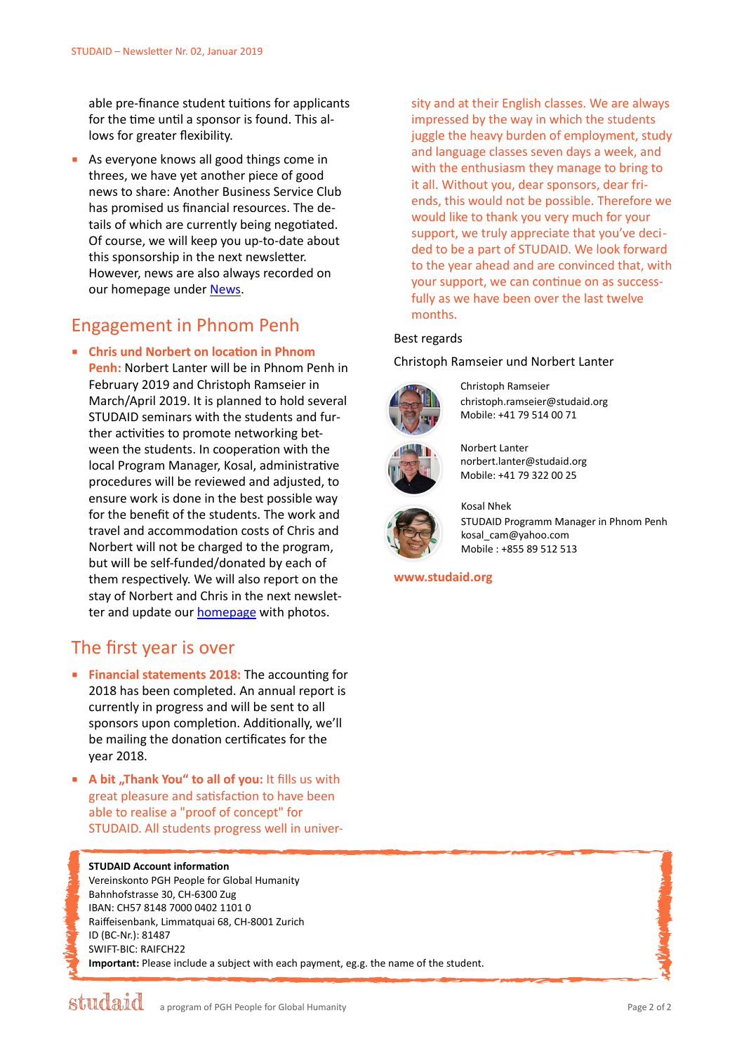able pre-finance student tuitions for applicants for the time until a sponsor is found. This allows for greater flexibility.

- As everyone knows all good things come in threes, we have yet another piece of good news to share: Another Business Service Club has promised us financial resources. The details of which are currently being negotiated. Of course, we will keep you up-to-date about this sponsorship in the next newsletter. However, news are also always recorded on our homepage under News.

## Engagement in Phnom Penh

- **Chris und Norbert on location in Phnom Penh:** Norbert Lanter will be in Phnom Penh in February 2019 and Christoph Ramseier in March/April 2019. It is planned to hold several STUDAID seminars with the students and further activities to promote networking between the students. In cooperation with the local Program Manager, Kosal, administrative procedures will be reviewed and adjusted, to ensure work is done in the best possible way for the benefit of the students. The work and travel and accommodation costs of Chris and Norbert will not be charged to the program, but will be self-funded/donated by each of them respectively. We will also report on the stay of Norbert and Chris in the next newsletter and update our homepage with photos.

## The first year is over

- **Financial statements 2018:** The accounting for 2018 has been completed. An annual report is currently in progress and will be sent to all sponsors upon completion. Additionally, we'll be mailing the donation certificates for the year 2018.
- **A bit „Thank You" to all of you:** It fills us with great pleasure and satisfaction to have been able to realise a "proof of concept" for STUDAID. All students progress well in university and at their English classes. We are always impressed by the way in which the students juggle the heavy burden of employment, study and language classes seven days a week, and with the enthusiasm they manage to bring to it all. Without you, dear sponsors, dear friends, this would not be possible. Therefore we would like to thank you very much for your support, we truly appreciate that you've decided to be a part of STUDAID. We look forward to the year ahead and are convinced that, with your support, we can continue on as successfully as we have been over the last twelve months.

Best regards

Christoph Ramseier und Norbert Lanter

Christoph Ramseier
christoph.ramseier@studaid.org
Mobile: +41 79 514 00 71

Norbert Lanter
norbert.lanter@studaid.org
Mobile: +41 79 322 00 25

Kosal Nhek
STUDAID Programm Manager in Phnom Penh
kosal_cam@yahoo.com
Mobile : +855 89 512 513

**www.studaid.org**

**STUDAID Account information**
Vereinskonto PGH People for Global Humanity
Bahnhofstrasse 30, CH-6300 Zug
IBAN: CH57 8148 7000 0402 1101 0
Raiffeisenbank, Limmatquai 68, CH-8001 Zurich
ID (BC-Nr.): 81487
SWIFT-BIC: RAIFCH22
**Important:** Please include a subject with each payment, eg.g. the name of the student.